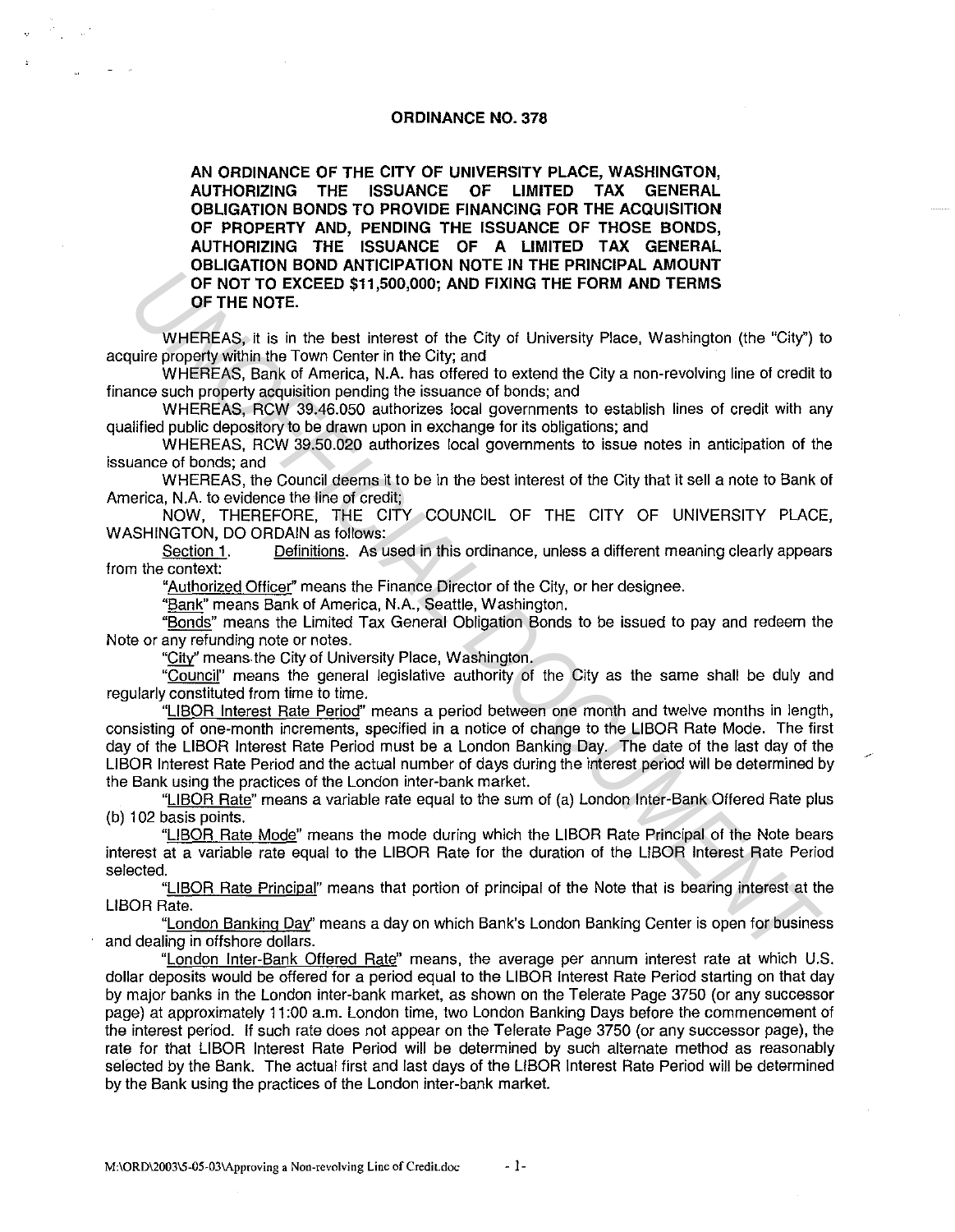# ORDINANCE NO. 378

**AN ORDINANCE OF THE CITY OF UNIVERSITY PLACE, WASHINGTON, AUTHORIZING THE ISSUANCE OF LIMITED TAX GENERAL OBLIGATION BONDS TO PROVIDE FINANCING FOR THE ACQUISITION OF PROPERTY AND, PENDING THE ISSUANCE OF THOSE BONDS, AUTHORIZING THE ISSUANCE OF A LIMITED TAX GENERAL OBLIGATION BOND ANTICIPATION NOTE IN THE PRINCIPAL AMOUNT OF NOT TO EXCEED $11,500,000; AND FIXING THE FORM AND TERMS OF THE NOTE.**

WHEREAS, it is in the best interest of the City of University Place, Washington (the "City") to acquire property within the Town Center in the City; and

WHEREAS, Bank of America, N.A. has offered to extend the City a non-revolving line of credit to finance such property acquisition pending the issuance of bonds; and

WHEREAS, RCW 39.46.050 authorizes local governments to establish lines of credit with any qualified public depository to be drawn upon in exchange for its obligations; and

WHEREAS, RCW 39.50.020 authorizes local governments to issue notes in anticipation of the issuance of bonds; and

WHEREAS, the Council deems it to be in the best interest of the City that it sell a note to Bank of America, N.A. to evidence the line of credit;

NOW, THEREFORE, THE CITY COUNCIL OF THE CITY OF UNIVERSITY PLACE, WASHINGTON, DO ORDAIN as follows:

Section 1. Definitions. As used in this ordinance, unless a different meaning clearly appears from the context:

"Authorized Officer" means the Finance Director of the City, or her designee.

"Bank" means Bank of America, N.A., Seattle, Washington.

"Bonds" means the Limited Tax General Obligation Bonds to be issued to pay and redeem the Note or any refunding note or notes.

"City" means the City of University Place, Washington.

"Council" means the general legislative authority of the City as the same shall be duly and regularly constituted from time to time.

"LIBOR Interest Rate Period" means a period between one month and twelve months in length, consisting of one-month increments, specified in a notice of change to the LIBOR Rate Mode. The first day of the LIBOR Interest Rate Period must be a London Banking Day. The date of the last day of the LIBOR Interest Rate Period and the actual number of days during the interest period will be determined by the Bank using the practices of the London inter-bank market.

"LIBOR Rate" means a variable rate equal to the sum of (a) London Inter-Bank Offered Rate plus (b) 102 basis points.

"LIBOR Rate Mode" means the mode during which the LIBOR Rate Principal of the Note bears interest at a variable rate equal to the LIBOR Rate for the duration of the LIBOR Interest Rate Period selected.

"LIBOR Rate Principal" means that portion of principal of the Note that is bearing interest at the LIBOR Rate.

"London Banking Day" means a day on which Bank's London Banking Center is open for business and dealing in offshore dollars.

"London Inter-Bank Offered Rate" means, the average per annum interest rate at which U.S. dollar deposits would be offered for a period equal to the LIBOR Interest Rate Period starting on that day by major banks in the London inter-bank market, as shown on the Telerate Page 3750 (or any successor page) at approximately 11:00 a.m. London time, two London Banking Days before the commencement of the interest period. If such rate does not appear on the Telerate Page 3750 (or any successor page), the rate for that LIBOR Interest Rate Period will be determined by such alternate method as reasonably selected by the Bank. The actual first and last days of the LIBOR Interest Rate Period will be determined by the Bank using the practices of the London inter-bank market.

M:\ORD\2003\5-05-03\Approving a Non-revolving Line of Credit.doc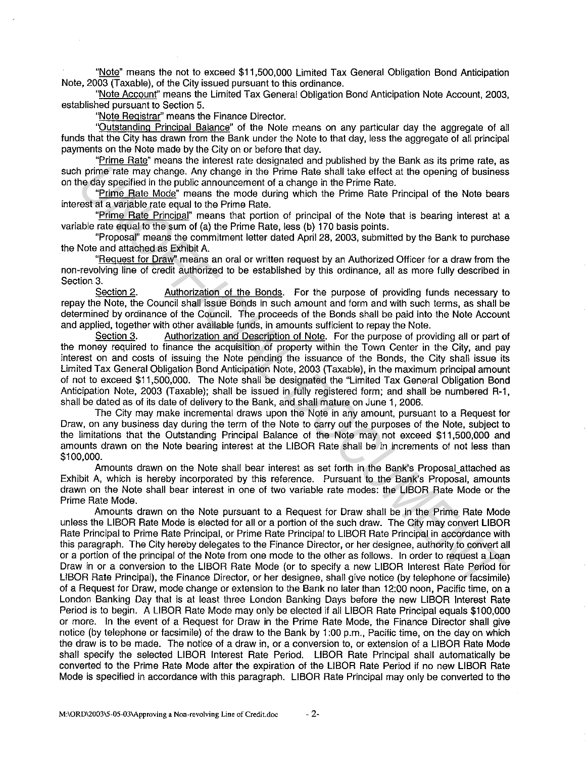"Note" means the not to exceed $11,500,000 Limited Tax General Obligation Bond Anticipation Note, 2003 (Taxable), of the City issued pursuant to this ordinance.

"Note Account" means the Limited Tax General Obligation Bond Anticipation Note Account, 2003, established pursuant to Section 5.

"Note Registrar" means the Finance Director.

"Outstanding Principal Balance" of the Note means on any particular day the aggregate of all funds that the City has drawn from the Bank under the Note to that day, less the aggregate of all principal payments on the Note made by the City on or before that day.

"Prime Rate" means the interest rate designated and published by the Bank as its prime rate, as such prime rate may change. Any change in the Prime Rate shall take effect at the opening of business on the day specified in the public announcement of a change in the Prime Rate.

"Prime Rate Mode" means the mode during which the Prime Rate Principal of the Note bears interest at a variable rate equal to the Prime Rate.

"Prime Rate Principal" means that portion of principal of the Note that is bearing interest at a variable rate equal to the sum of (a) the Prime Rate, less (b) 170 basis points.

"Proposal" means the commitment letter dated April 28, 2003, submitted by the Bank to purchase the Note and attached as Exhibit A.

"Request for Draw" means an oral or written request by an Authorized Officer for a draw from the non-revolving line of credit authorized to be established by this ordinance, all as more fully described in Section 3.

Section 2. Authorization of the Bonds. For the purpose of providing funds necessary to repay the Note, the Council shall issue Bonds in such amount and form and with such terms, as shall be determined by ordinance of the Council. The proceeds of the Bonds shall be paid into the Note Account and applied, together with other available funds, in amounts sufficient to repay the Note.

Section 3. Authorization and Description of Note. For the purpose of providing all or part of the money required to finance the acquisition of property within the Town Center in the City, and pay interest on and costs of issuing the Note pending the issuance of the Bonds, the City shall issue its Limited Tax General Obligation Bond Anticipation Note, 2003 (Taxable), in the maximum principal amount of not to exceed $11,500,000. The Note shall be designated the "Limited Tax General Obligation Bond Anticipation Note, 2003 (Taxable); shall be issued in fully registered form; and shall be numbered R-1, shall be dated as of its date of delivery to the Bank, and shall mature on June 1, 2006.

The City may make incremental draws upon the Note in any amount, pursuant to a Request for Draw, on any business day during the term of the Note to carry out the purposes of the Note, subject to the limitations that the Outstanding Principal Balance of the Note may not exceed $11,500,000 and amounts drawn on the Note bearing interest at the LIBOR Rate shall be in increments of not less than $100,000.

Amounts drawn on the Note shall bear interest as set forth in the Bank's Proposal attached as Exhibit A, which is hereby incorporated by this reference. Pursuant to the Bank's Proposal, amounts drawn on the Note shall bear interest in one of two variable rate modes: the LIBOR Rate Mode or the Prime Rate Mode.

Amounts drawn on the Note pursuant to a Request for Draw shall be in the Prime Rate Mode unless the LIBOR Rate Mode is elected for all or a portion of the such draw. The City may convert LIBOR Rate Principal to Prime Rate Principal, or Prime Rate Principal to LIBOR Rate Principal in accordance with this paragraph. The City hereby delegates to the Finance Director, or her designee, authority to convert all or a portion of the principal of the Note from one mode to the other as follows. In order to request a Loan Draw in or a conversion to the LIBOR Rate Mode (or to specify a new LIBOR Interest Rate Period for LIBOR Rate Principal), the Finance Director, or her designee, shall give notice (by telephone or facsimile) of a Request for Draw, mode change or extension to the Bank no later than 12:00 noon, Pacific time, on a London Banking Day that is at least three London Banking Days before the new LIBOR Interest Rate Period is to begin. A LIBOR Rate Mode may only be elected if all LIBOR Rate Principal equals $100,000 or more. In the event of a Request for Draw in the Prime Rate Mode, the Finance Director shall give notice (by telephone or facsimile) of the draw to the Bank by 1:00 p.m., Pacific time, on the day on which the draw is to be made. The notice of a draw in, or a conversion to, or extension of a LIBOR Rate Mode shall specify the selected LIBOR Interest Rate Period. LIBOR Rate Principal shall automatically be converted to the Prime Rate Mode after the expiration of the LIBOR Rate Period if no new LIBOR Rate Mode is specified in accordance with this paragraph. LIBOR Rate Principal may only be converted to the

M:\ORD\2003\5-05-03\Approving a Non-revolving Line of Credit.doc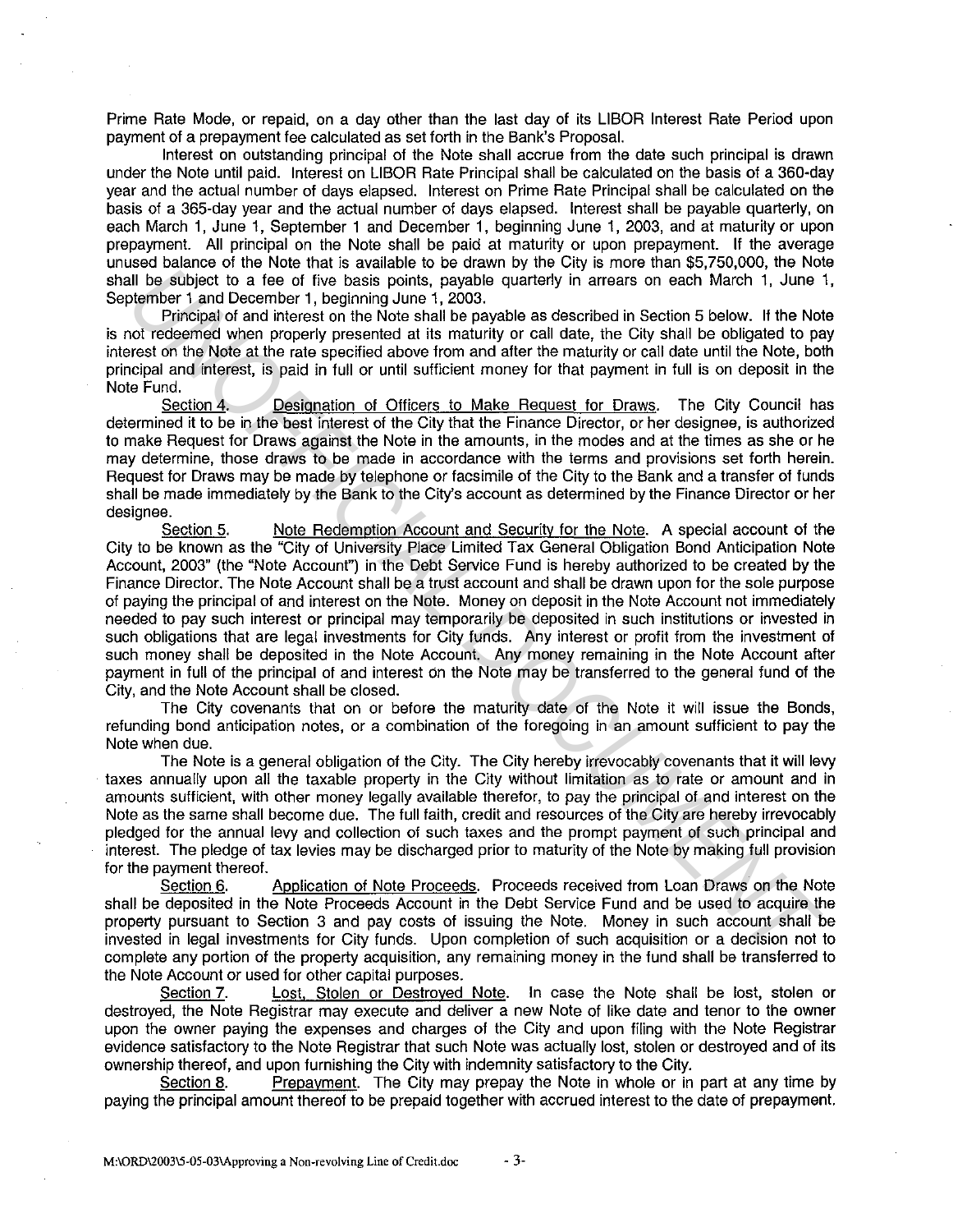Prime Rate Mode, or repaid, on a day other than the last day of its LIBOR Interest Rate Period upon payment of a prepayment fee calculated as set forth in the Bank's Proposal.

Interest on outstanding principal of the Note shall accrue from the date such principal is drawn under the Note until paid. Interest on LIBOR Rate Principal shall be calculated on the basis of a 360-day year and the actual number of days elapsed. Interest on Prime Rate Principal shall be calculated on the basis of a 365-day year and the actual number of days elapsed. Interest shall be payable quarterly, on each March 1, June 1, September 1 and December 1, beginning June 1, 2003, and at maturity or upon prepayment. All principal on the Note shall be paid at maturity or upon prepayment. If the average unused balance of the Note that is available to be drawn by the City is more than $5,750,000, the Note shall be subject to a fee of five basis points, payable quarterly in arrears on each March 1, June 1, September 1 and December 1, beginning June 1, 2003.

Principal of and interest on the Note shall be payable as described in Section 5 below. If the Note is not redeemed when properly presented at its maturity or call date, the City shall be obligated to pay interest on the Note at the rate specified above from and after the maturity or call date until the Note, both principal and interest, is paid in full or until sufficient money for that payment in full is on deposit in the Note Fund.

Section 4. Designation of Officers to Make Request for Draws. The City Council has determined it to be in the best interest of the City that the Finance Director, or her designee, is authorized to make Request for Draws against the Note in the amounts, in the modes and at the times as she or he may determine, those draws to be made in accordance with the terms and provisions set forth herein. Request for Draws may be made by telephone or facsimile of the City to the Bank and a transfer of funds shall be made immediately by the Bank to the City's account as determined by the Finance Director or her designee.

Section 5. Note Redemption Account and Security for the Note. A special account of the City to be known as the "City of University Place Limited Tax General Obligation Bond Anticipation Note Account, 2003" (the "Note Account") in the Debt Service Fund is hereby authorized to be created by the Finance Director. The Note Account shall be a trust account and shall be drawn upon for the sole purpose of paying the principal of and interest on the Note. Money on deposit in the Note Account not immediately needed to pay such interest or principal may temporarily be deposited in such institutions or invested in such obligations that are legal investments for City funds. Any interest or profit from the investment of such money shall be deposited in the Note Account. Any money remaining in the Note Account after payment in full of the principal of and interest on the Note may be transferred to the general fund of the City, and the Note Account shall be closed.

The City covenants that on or before the maturity date of the Note it will issue the Bonds, refunding bond anticipation notes, or a combination of the foregoing in an amount sufficient to pay the Note when due.

The Note is a general obligation of the City. The City hereby irrevocably covenants that it will levy taxes annually upon all the taxable property in the City without limitation as to rate or amount and in amounts sufficient, with other money legally available therefor, to pay the principal of and interest on the Note as the same shall become due. The full faith, credit and resources of the City are hereby irrevocably pledged for the annual levy and collection of such taxes and the prompt payment of such principal and interest. The pledge of tax levies may be discharged prior to maturity of the Note by making full provision for the payment thereof.

Section 6. Application of Note Proceeds. Proceeds received from Loan Draws on the Note shall be deposited in the Note Proceeds Account in the Debt Service Fund and be used to acquire the property pursuant to Section 3 and pay costs of issuing the Note. Money in such account shall be invested in legal investments for City funds. Upon completion of such acquisition or a decision not to complete any portion of the property acquisition, any remaining money in the fund shall be transferred to the Note Account or used for other capital purposes.

Section 7. Lost, Stolen or Destroyed Note. In case the Note shall be lost, stolen or destroyed, the Note Registrar may execute and deliver a new Note of like date and tenor to the owner upon the owner paying the expenses and charges of the City and upon filing with the Note Registrar evidence satisfactory to the Note Registrar that such Note was actually lost, stolen or destroyed and of its ownership thereof, and upon furnishing the City with indemnity satisfactory to the City.

Section 8. Prepayment. The City may prepay the Note in whole or in part at any time by paying the principal amount thereof to be prepaid together with accrued interest to the date of prepayment.

M:\ORD\2003\5-05-03\Approving a Non-revolving Line of Credit.doc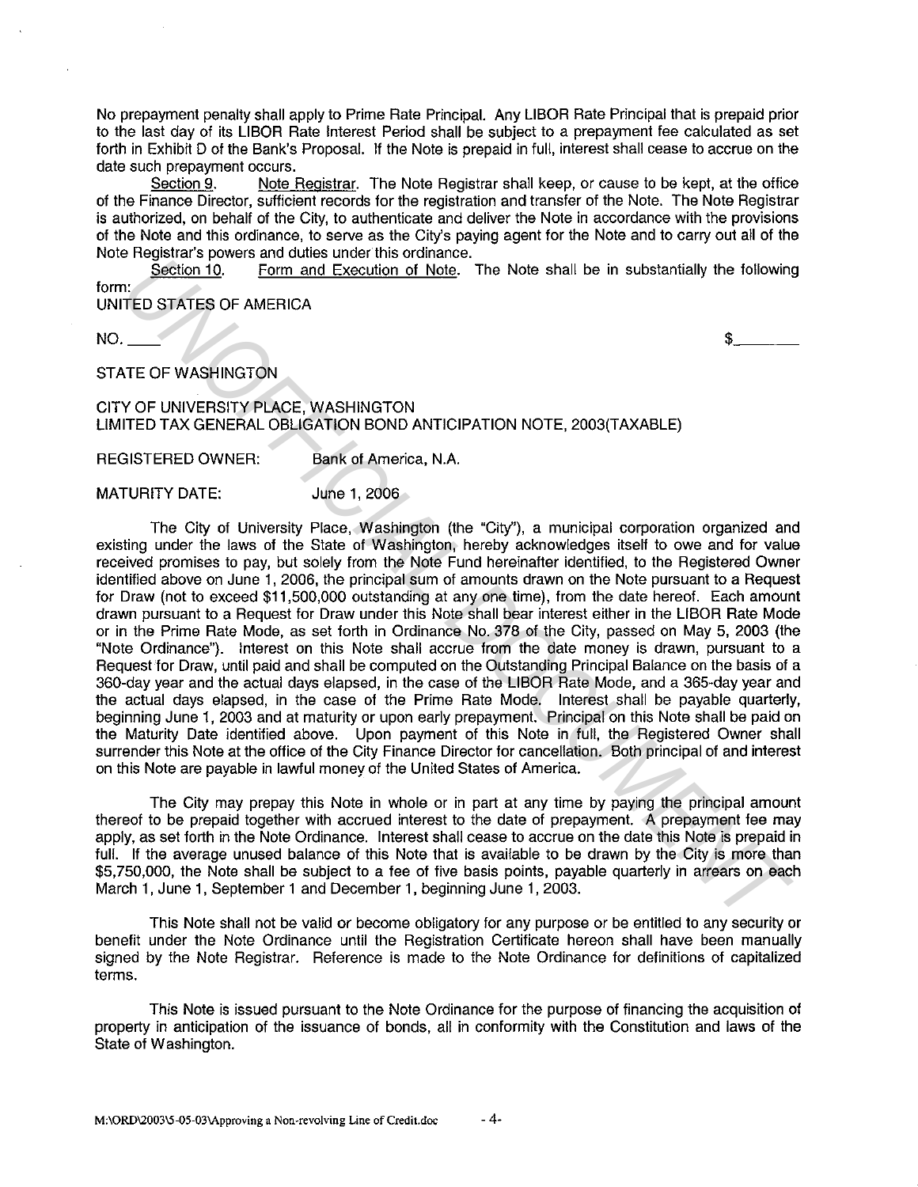No prepayment penalty shall apply to Prime Rate Principal. Any LIBOR Rate Principal that is prepaid prior to the last day of its LIBOR Rate Interest Period shall be subject to a prepayment fee calculated as set forth in Exhibit D of the Bank's Proposal. If the Note is prepaid in full, interest shall cease to accrue on the date such prepayment occurs.

Section 9. Note Registrar. The Note Registrar shall keep, or cause to be kept, at the office of the Finance Director, sufficient records for the registration and transfer of the Note. The Note Registrar is authorized, on behalf of the City, to authenticate and deliver the Note in accordance with the provisions of the Note and this ordinance, to serve as the City's paying agent for the Note and to carry out all of the Note Registrar's powers and duties under this ordinance.

Section 10. Form and Execution of Note. The Note shall be in substantially the following form:

UNITED STATES OF AMERICA

NO. \_\_\_\_ $\_\_\_\_\_\_\_

STATE OF WASHINGTON

CITY OF UNIVERSITY PLACE, WASHINGTON
LIMITED TAX GENERAL OBLIGATION BOND ANTICIPATION NOTE, 2003(TAXABLE)

REGISTERED OWNER: Bank of America, N.A.

MATURITY DATE: June 1, 2006

The City of University Place, Washington (the "City"), a municipal corporation organized and existing under the laws of the State of Washington, hereby acknowledges itself to owe and for value received promises to pay, but solely from the Note Fund hereinafter identified, to the Registered Owner identified above on June 1, 2006, the principal sum of amounts drawn on the Note pursuant to a Request for Draw (not to exceed $11,500,000 outstanding at any one time), from the date hereof. Each amount drawn pursuant to a Request for Draw under this Note shall bear interest either in the LIBOR Rate Mode or in the Prime Rate Mode, as set forth in Ordinance No. 378 of the City, passed on May 5, 2003 (the "Note Ordinance"). Interest on this Note shall accrue from the date money is drawn, pursuant to a Request for Draw, until paid and shall be computed on the Outstanding Principal Balance on the basis of a 360-day year and the actual days elapsed, in the case of the LIBOR Rate Mode, and a 365-day year and the actual days elapsed, in the case of the Prime Rate Mode. Interest shall be payable quarterly, beginning June 1, 2003 and at maturity or upon early prepayment. Principal on this Note shall be paid on the Maturity Date identified above. Upon payment of this Note in full, the Registered Owner shall surrender this Note at the office of the City Finance Director for cancellation. Both principal of and interest on this Note are payable in lawful money of the United States of America.

The City may prepay this Note in whole or in part at any time by paying the principal amount thereof to be prepaid together with accrued interest to the date of prepayment. A prepayment fee may apply, as set forth in the Note Ordinance. Interest shall cease to accrue on the date this Note is prepaid in full. If the average unused balance of this Note that is available to be drawn by the City is more than $5,750,000, the Note shall be subject to a fee of five basis points, payable quarterly in arrears on each March 1, June 1, September 1 and December 1, beginning June 1, 2003.

This Note shall not be valid or become obligatory for any purpose or be entitled to any security or benefit under the Note Ordinance until the Registration Certificate hereon shall have been manually signed by the Note Registrar. Reference is made to the Note Ordinance for definitions of capitalized terms.

This Note is issued pursuant to the Note Ordinance for the purpose of financing the acquisition of property in anticipation of the issuance of bonds, all in conformity with the Constitution and laws of the State of Washington.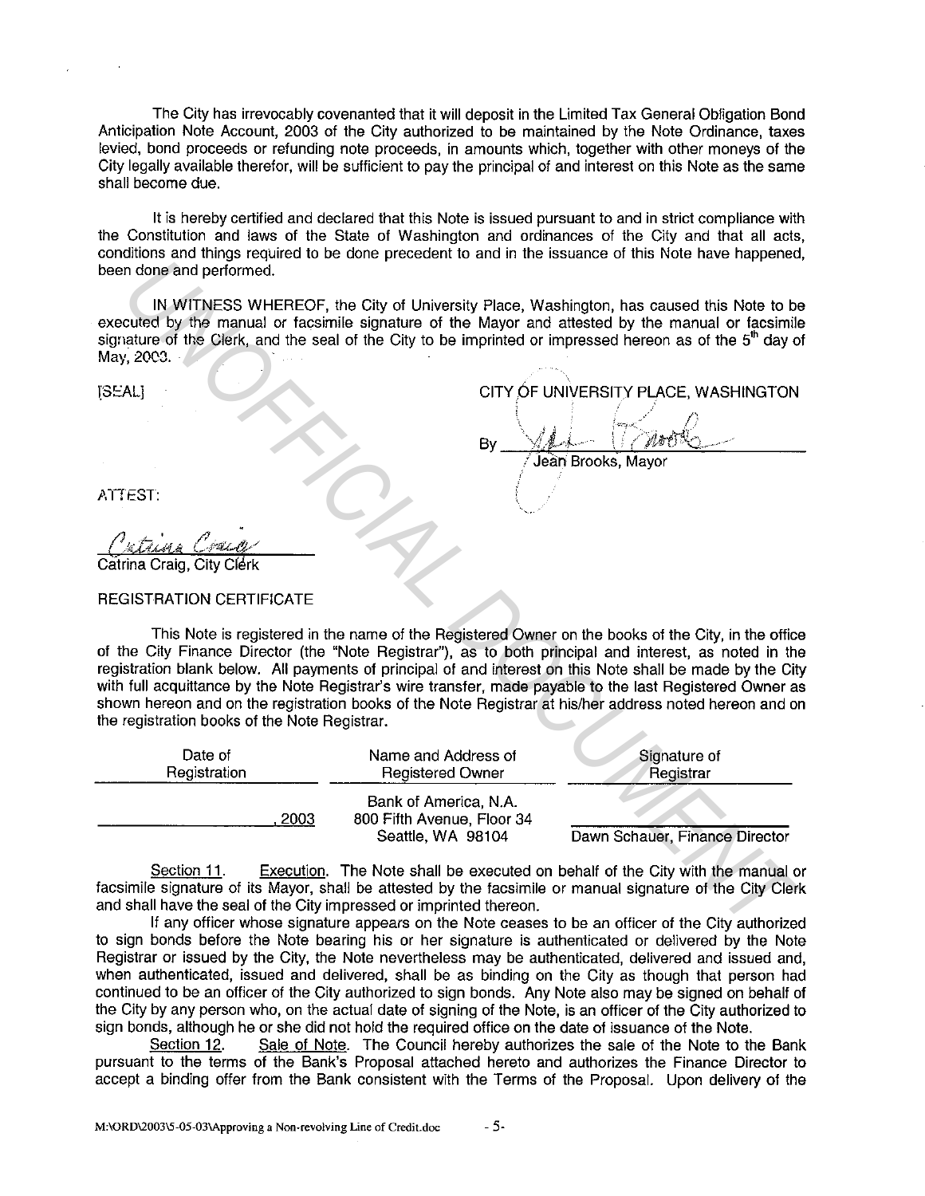The City has irrevocably covenanted that it will deposit in the Limited Tax General Obligation Bond Anticipation Note Account, 2003 of the City authorized to be maintained by the Note Ordinance, taxes levied, bond proceeds or refunding note proceeds, in amounts which, together with other moneys of the City legally available therefor, will be sufficient to pay the principal of and interest on this Note as the same shall become due.

It is hereby certified and declared that this Note is issued pursuant to and in strict compliance with the Constitution and laws of the State of Washington and ordinances of the City and that all acts, conditions and things required to be done precedent to and in the issuance of this Note have happened, been done and performed.

IN WITNESS WHEREOF, the City of University Place, Washington, has caused this Note to be executed by the manual or facsimile signature of the Mayor and attested by the manual or facsimile signature of the Clerk, and the seal of the City to be imprinted or impressed hereon as of the 5th day of May, 2003.

[SEAL]

CITY OF UNIVERSITY PLACE, WASHINGTON

By ______________________
Jean Brooks, Mayor

ATTEST:

______________________
Catrina Craig, City Clerk

REGISTRATION CERTIFICATE

This Note is registered in the name of the Registered Owner on the books of the City, in the office of the City Finance Director (the "Note Registrar"), as to both principal and interest, as noted in the registration blank below. All payments of principal of and interest on this Note shall be made by the City with full acquittance by the Note Registrar's wire transfer, made payable to the last Registered Owner as shown hereon and on the registration books of the Note Registrar at his/her address noted hereon and on the registration books of the Note Registrar.

| Date of Registration | Name and Address of Registered Owner | Signature of Registrar |
|---|---|---|
| ____________, 2003 | Bank of America, N.A.<br>800 Fifth Avenue, Floor 34<br>Seattle, WA 98104 | ______________________<br>Dawn Schauer, Finance Director |

Section 11. Execution. The Note shall be executed on behalf of the City with the manual or facsimile signature of its Mayor, shall be attested by the facsimile or manual signature of the City Clerk and shall have the seal of the City impressed or imprinted thereon.

If any officer whose signature appears on the Note ceases to be an officer of the City authorized to sign bonds before the Note bearing his or her signature is authenticated or delivered by the Note Registrar or issued by the City, the Note nevertheless may be authenticated, delivered and issued and, when authenticated, issued and delivered, shall be as binding on the City as though that person had continued to be an officer of the City authorized to sign bonds. Any Note also may be signed on behalf of the City by any person who, on the actual date of signing of the Note, is an officer of the City authorized to sign bonds, although he or she did not hold the required office on the date of issuance of the Note.

Section 12. Sale of Note. The Council hereby authorizes the sale of the Note to the Bank pursuant to the terms of the Bank's Proposal attached hereto and authorizes the Finance Director to accept a binding offer from the Bank consistent with the Terms of the Proposal. Upon delivery of the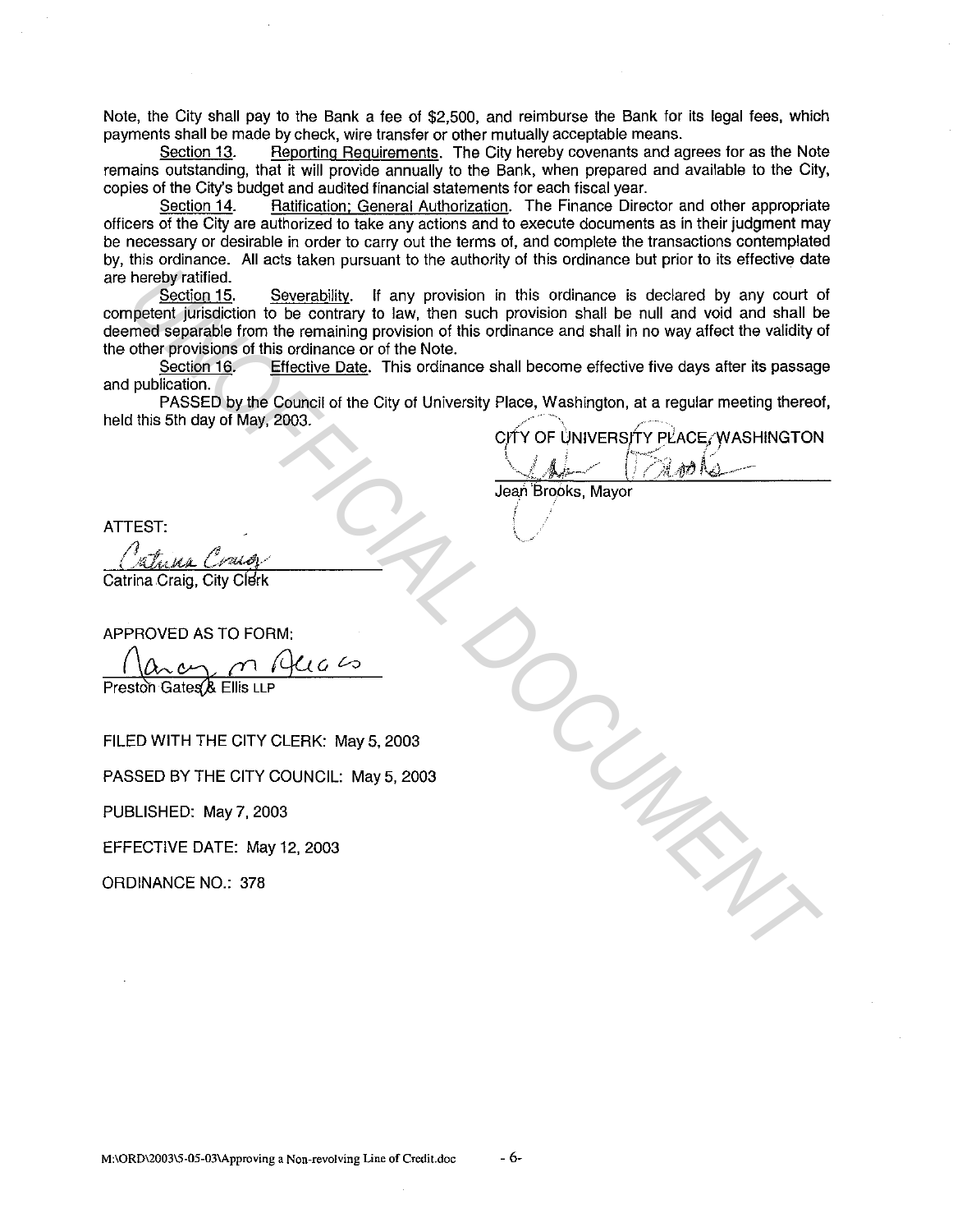Note, the City shall pay to the Bank a fee of $2,500, and reimburse the Bank for its legal fees, which payments shall be made by check, wire transfer or other mutually acceptable means.

Section 13. Reporting Requirements. The City hereby covenants and agrees for as the Note remains outstanding, that it will provide annually to the Bank, when prepared and available to the City, copies of the City's budget and audited financial statements for each fiscal year.

Section 14. Ratification; General Authorization. The Finance Director and other appropriate officers of the City are authorized to take any actions and to execute documents as in their judgment may be necessary or desirable in order to carry out the terms of, and complete the transactions contemplated by, this ordinance. All acts taken pursuant to the authority of this ordinance but prior to its effective date are hereby ratified.

Section 15. Severability. If any provision in this ordinance is declared by any court of competent jurisdiction to be contrary to law, then such provision shall be null and void and shall be deemed separable from the remaining provision of this ordinance and shall in no way affect the validity of the other provisions of this ordinance or of the Note.

Section 16. Effective Date. This ordinance shall become effective five days after its passage and publication.

PASSED by the Council of the City of University Place, Washington, at a regular meeting thereof, held this 5th day of May, 2003.

CITY OF UNIVERSITY PLACE, WASHINGTON

Jean Brooks, Mayor

ATTEST:

Catrina Craig, City Clerk

APPROVED AS TO FORM:

Preston Gates & Ellis LLP

FILED WITH THE CITY CLERK: May 5, 2003

PASSED BY THE CITY COUNCIL: May 5, 2003

PUBLISHED: May 7, 2003

EFFECTIVE DATE: May 12, 2003

ORDINANCE NO.: 378

M:\ORD\2003\5-05-03\Approving a Non-revolving Line of Credit.doc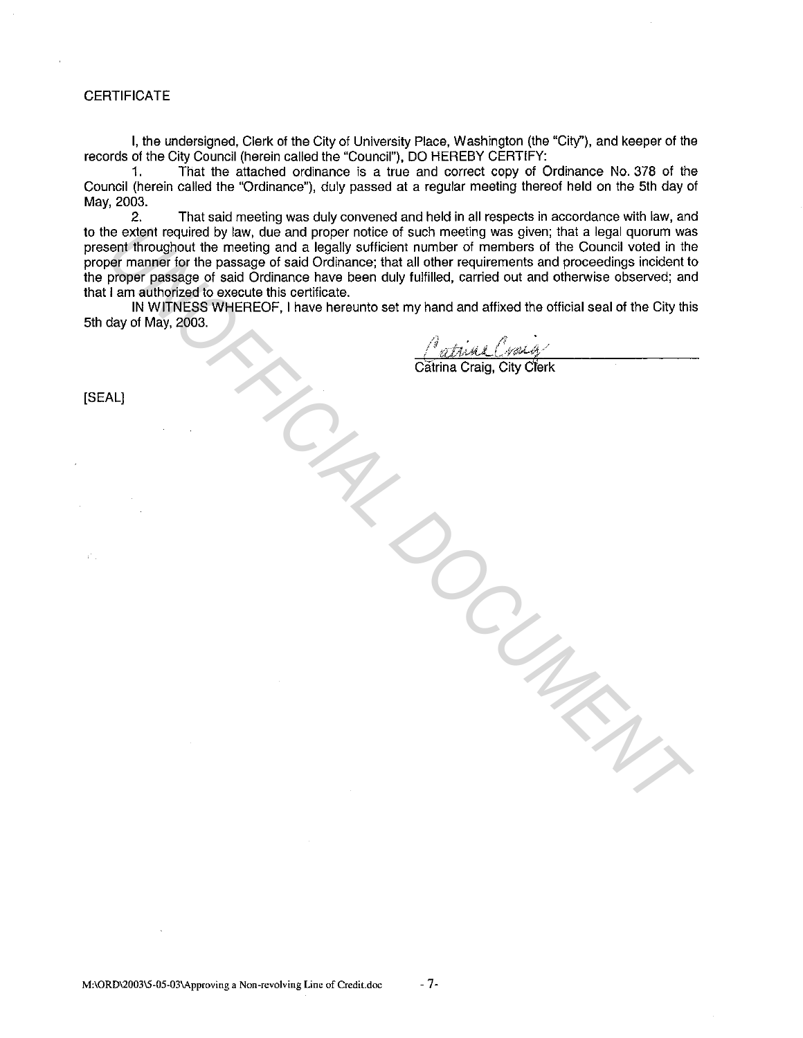CERTIFICATE

I, the undersigned, Clerk of the City of University Place, Washington (the "City"), and keeper of the records of the City Council (herein called the "Council"), DO HEREBY CERTIFY:

1. That the attached ordinance is a true and correct copy of Ordinance No. 378 of the Council (herein called the "Ordinance"), duly passed at a regular meeting thereof held on the 5th day of May, 2003.

2. That said meeting was duly convened and held in all respects in accordance with law, and to the extent required by law, due and proper notice of such meeting was given; that a legal quorum was present throughout the meeting and a legally sufficient number of members of the Council voted in the proper manner for the passage of said Ordinance; that all other requirements and proceedings incident to the proper passage of said Ordinance have been duly fulfilled, carried out and otherwise observed; and that I am authorized to execute this certificate.

IN WITNESS WHEREOF, I have hereunto set my hand and affixed the official seal of the City this 5th day of May, 2003.

Catrina Craig

Catrina Craig, City Clerk

[SEAL]

UNOFFICIAL DOCUMENT

M:\ORD\2003\5-05-03\Approving a Non-revolving Line of Credit.doc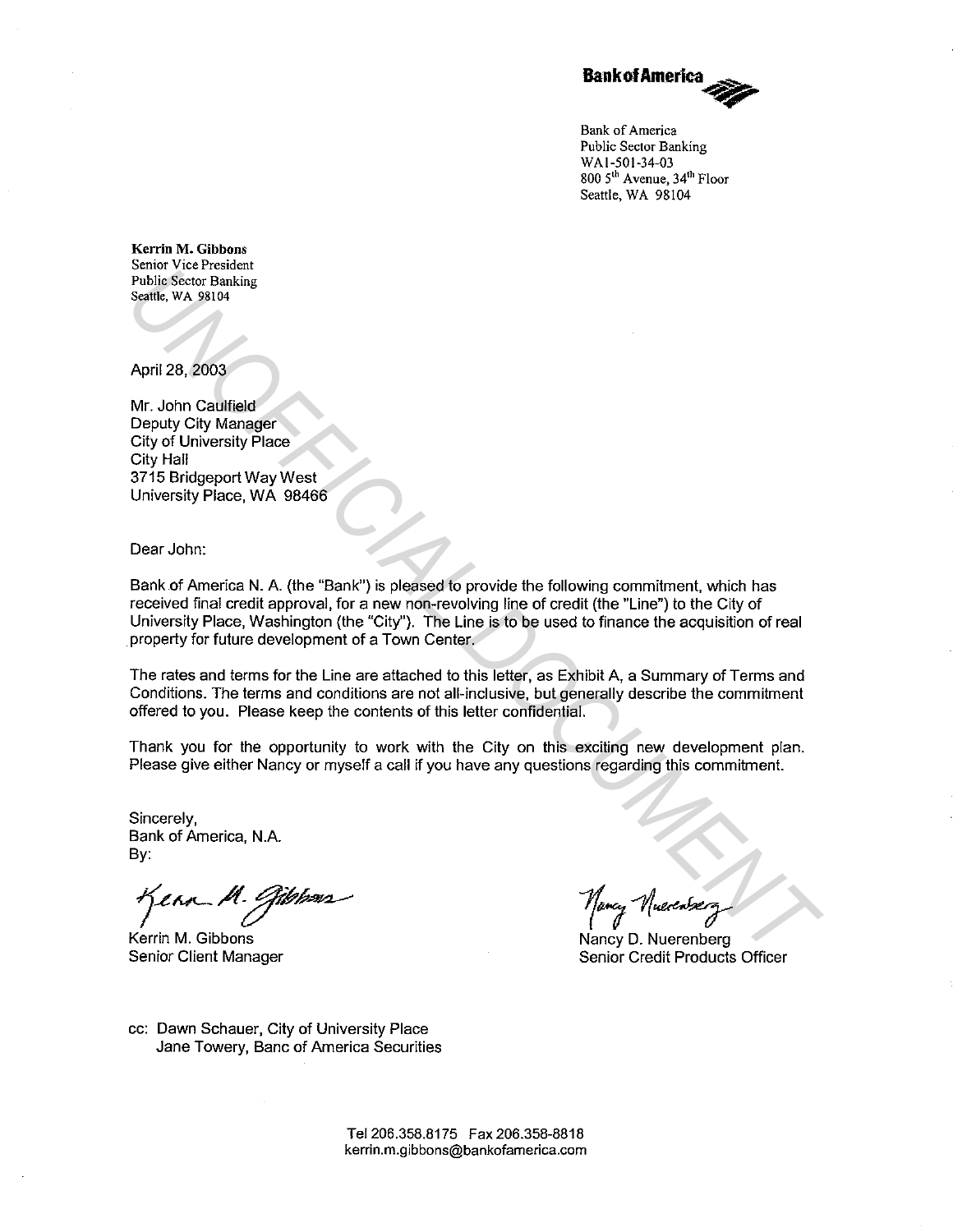**Bank of America**

Bank of America
Public Sector Banking
WA1-501-34-03
800 5th Avenue, 34th Floor
Seattle, WA 98104

**Kerrin M. Gibbons**
Senior Vice President
Public Sector Banking
Seattle, WA 98104

UNOFFICIAL DOCUMENT

April 28, 2003

Mr. John Caulfield
Deputy City Manager
City of University Place
City Hall
3715 Bridgeport Way West
University Place, WA 98466

Dear John:

Bank of America N. A. (the "Bank") is pleased to provide the following commitment, which has received final credit approval, for a new non-revolving line of credit (the "Line") to the City of University Place, Washington (the "City"). The Line is to be used to finance the acquisition of real property for future development of a Town Center.

The rates and terms for the Line are attached to this letter, as Exhibit A, a Summary of Terms and Conditions. The terms and conditions are not all-inclusive, but generally describe the commitment offered to you. Please keep the contents of this letter confidential.

Thank you for the opportunity to work with the City on this exciting new development plan. Please give either Nancy or myself a call if you have any questions regarding this commitment.

Sincerely,
Bank of America, N.A.
By:

Kerrin M. Gibbons
Senior Client Manager

Nancy D. Nuerenberg
Senior Credit Products Officer

cc: Dawn Schauer, City of University Place
Jane Towery, Banc of America Securities

Tel 206.358.8175 Fax 206.358-8818
kerrin.m.gibbons@bankofamerica.com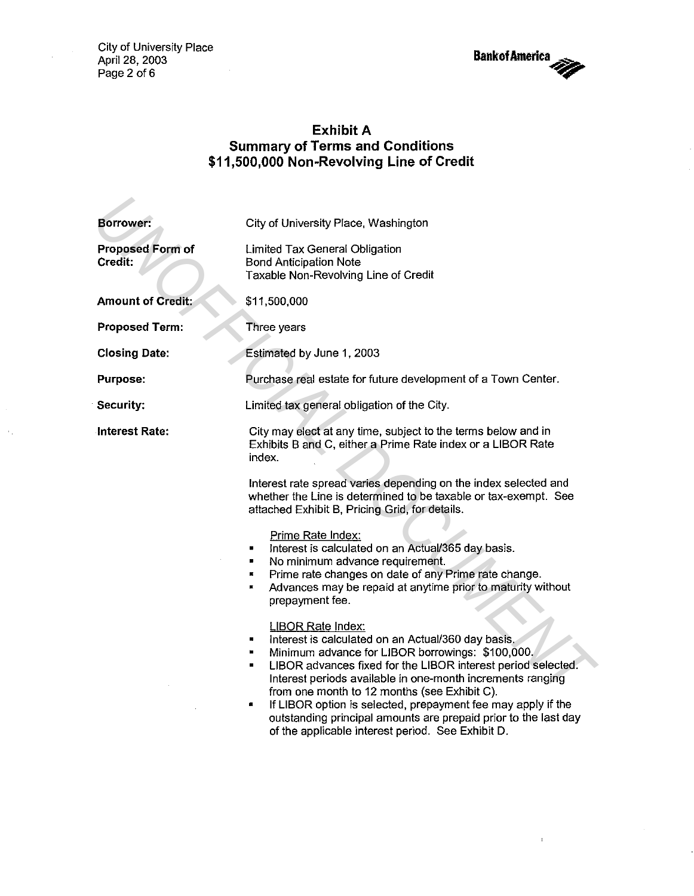# Exhibit A
## Summary of Terms and Conditions
## $11,500,000 Non-Revolving Line of Credit

| | |
|---|---|
| **Borrower:** | City of University Place, Washington |
| **Proposed Form of Credit:** | Limited Tax General Obligation<br>Bond Anticipation Note<br>Taxable Non-Revolving Line of Credit |
| **Amount of Credit:** | $11,500,000 |
| **Proposed Term:** | Three years |
| **Closing Date:** | Estimated by June 1, 2003 |
| **Purpose:** | Purchase real estate for future development of a Town Center. |
| **Security:** | Limited tax general obligation of the City. |
| **Interest Rate:** | City may elect at any time, subject to the terms below and in Exhibits B and C, either a Prime Rate index or a LIBOR Rate index. |

Interest rate spread varies depending on the index selected and whether the Line is determined to be taxable or tax-exempt. See attached Exhibit B, Pricing Grid, for details.

Prime Rate Index:

- Interest is calculated on an Actual/365 day basis.
- No minimum advance requirement.
- Prime rate changes on date of any Prime rate change.
- Advances may be repaid at anytime prior to maturity without prepayment fee.

LIBOR Rate Index:

- Interest is calculated on an Actual/360 day basis.
- Minimum advance for LIBOR borrowings: $100,000.
- LIBOR advances fixed for the LIBOR interest period selected. Interest periods available in one-month increments ranging from one month to 12 months (see Exhibit C).
- If LIBOR option is selected, prepayment fee may apply if the outstanding principal amounts are prepaid prior to the last day of the applicable interest period. See Exhibit D.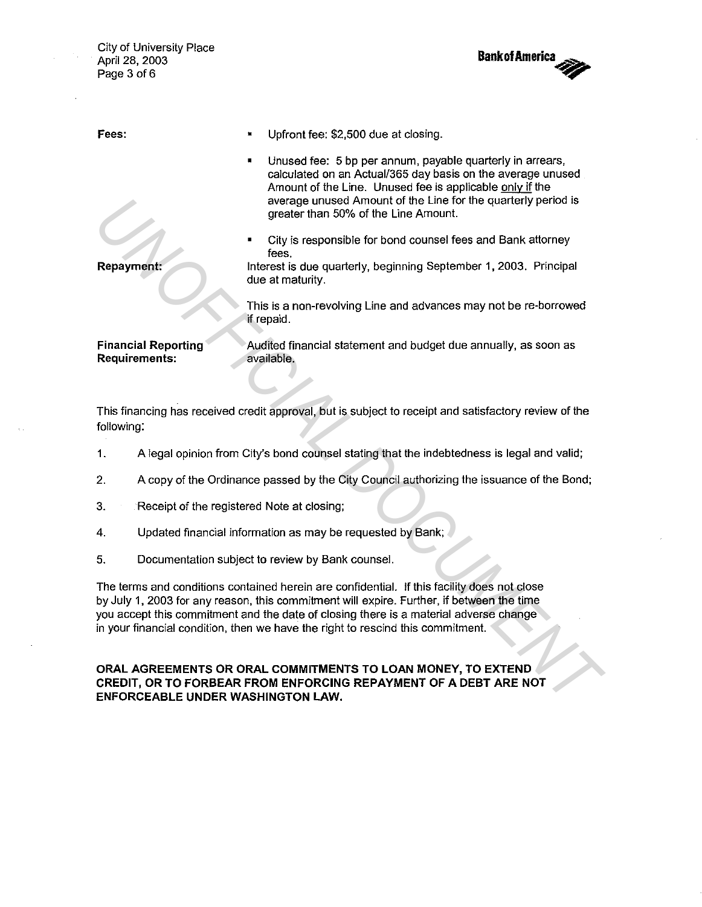**Fees:**

- Upfront fee: $2,500 due at closing.
- Unused fee: 5 bp per annum, payable quarterly in arrears, calculated on an Actual/365 day basis on the average unused Amount of the Line. Unused fee is applicable only if the average unused Amount of the Line for the quarterly period is greater than 50% of the Line Amount.
- City is responsible for bond counsel fees and Bank attorney fees.

**Repayment:**

Interest is due quarterly, beginning September 1, 2003. Principal due at maturity.

This is a non-revolving Line and advances may not be re-borrowed if repaid.

**Financial Reporting Requirements:**

Audited financial statement and budget due annually, as soon as available.

This financing has received credit approval, but is subject to receipt and satisfactory review of the following:

1. A legal opinion from City's bond counsel stating that the indebtedness is legal and valid;
2. A copy of the Ordinance passed by the City Council authorizing the issuance of the Bond;
3. Receipt of the registered Note at closing;
4. Updated financial information as may be requested by Bank;
5. Documentation subject to review by Bank counsel.

The terms and conditions contained herein are confidential. If this facility does not close by July 1, 2003 for any reason, this commitment will expire. Further, if between the time you accept this commitment and the date of closing there is a material adverse change in your financial condition, then we have the right to rescind this commitment.

**ORAL AGREEMENTS OR ORAL COMMITMENTS TO LOAN MONEY, TO EXTEND CREDIT, OR TO FORBEAR FROM ENFORCING REPAYMENT OF A DEBT ARE NOT ENFORCEABLE UNDER WASHINGTON LAW.**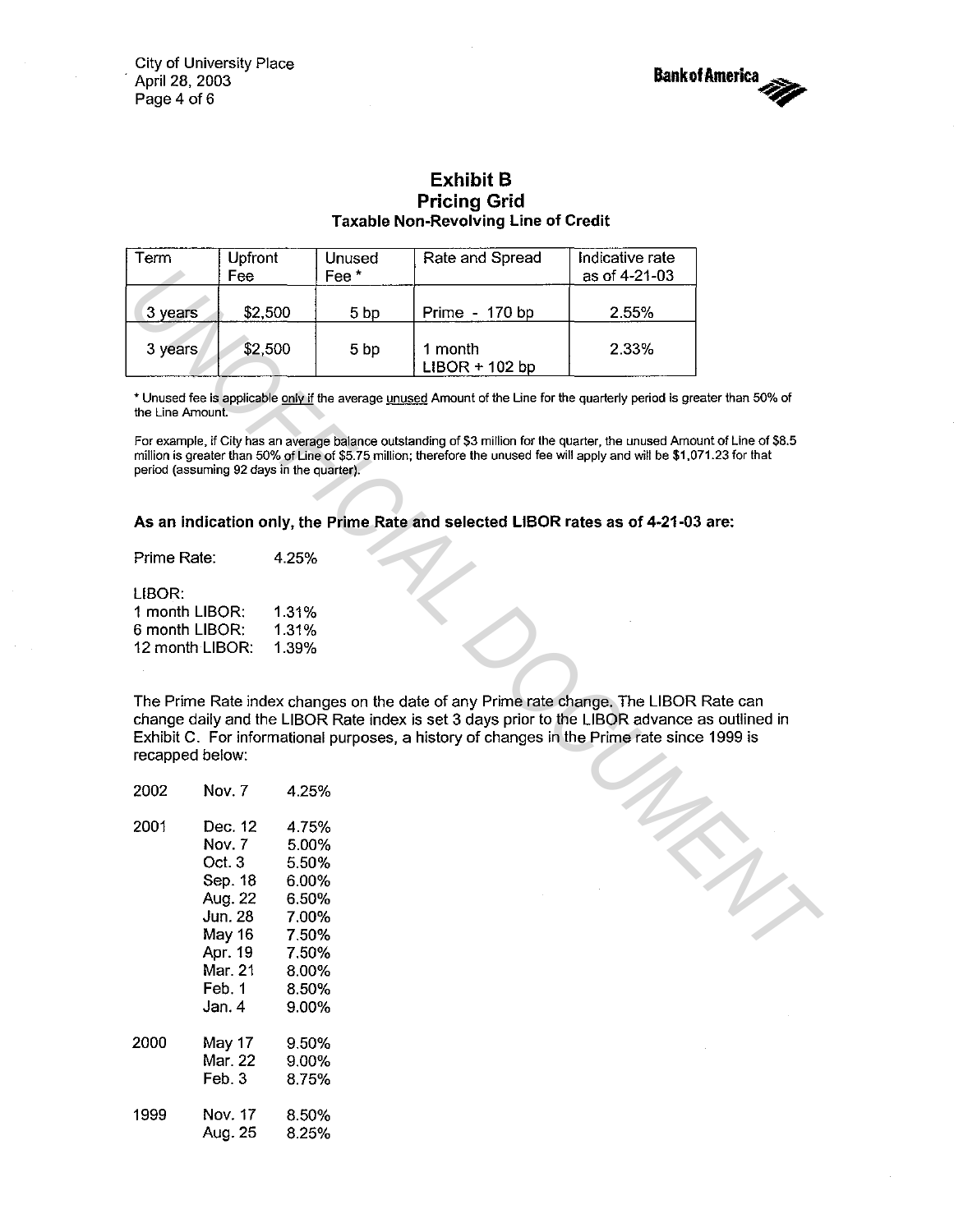# Exhibit B
## Pricing Grid
### Taxable Non-Revolving Line of Credit

| Term | Upfront Fee | Unused Fee * | Rate and Spread | Indicative rate as of 4-21-03 |
|---|---|---|---|---|
| 3 years | $2,500 | 5 bp | Prime - 170 bp | 2.55% |
| 3 years | $2,500 | 5 bp | 1 month LIBOR + 102 bp | 2.33% |

* Unused fee is applicable only if the average unused Amount of the Line for the quarterly period is greater than 50% of the Line Amount.

For example, if City has an average balance outstanding of $3 million for the quarter, the unused Amount of Line of $8.5 million is greater than 50% of Line of $5.75 million; therefore the unused fee will apply and will be $1,071.23 for that period (assuming 92 days in the quarter).

**As an indication only, the Prime Rate and selected LIBOR rates as of 4-21-03 are:**

Prime Rate: 4.25%

LIBOR:
1 month LIBOR: 1.31%
6 month LIBOR: 1.31%
12 month LIBOR: 1.39%

The Prime Rate index changes on the date of any Prime rate change. The LIBOR Rate can change daily and the LIBOR Rate index is set 3 days prior to the LIBOR advance as outlined in Exhibit C. For informational purposes, a history of changes in the Prime rate since 1999 is recapped below:

| Year | Date | Rate |
|---|---|---|
| 2002 | Nov. 7 | 4.25% |
| 2001 | Dec. 12 | 4.75% |
| | Nov. 7 | 5.00% |
| | Oct. 3 | 5.50% |
| | Sep. 18 | 6.00% |
| | Aug. 22 | 6.50% |
| | Jun. 28 | 7.00% |
| | May 16 | 7.50% |
| | Apr. 19 | 7.50% |
| | Mar. 21 | 8.00% |
| | Feb. 1 | 8.50% |
| | Jan. 4 | 9.00% |
| 2000 | May 17 | 9.50% |
| | Mar. 22 | 9.00% |
| | Feb. 3 | 8.75% |
| 1999 | Nov. 17 | 8.50% |
| | Aug. 25 | 8.25% |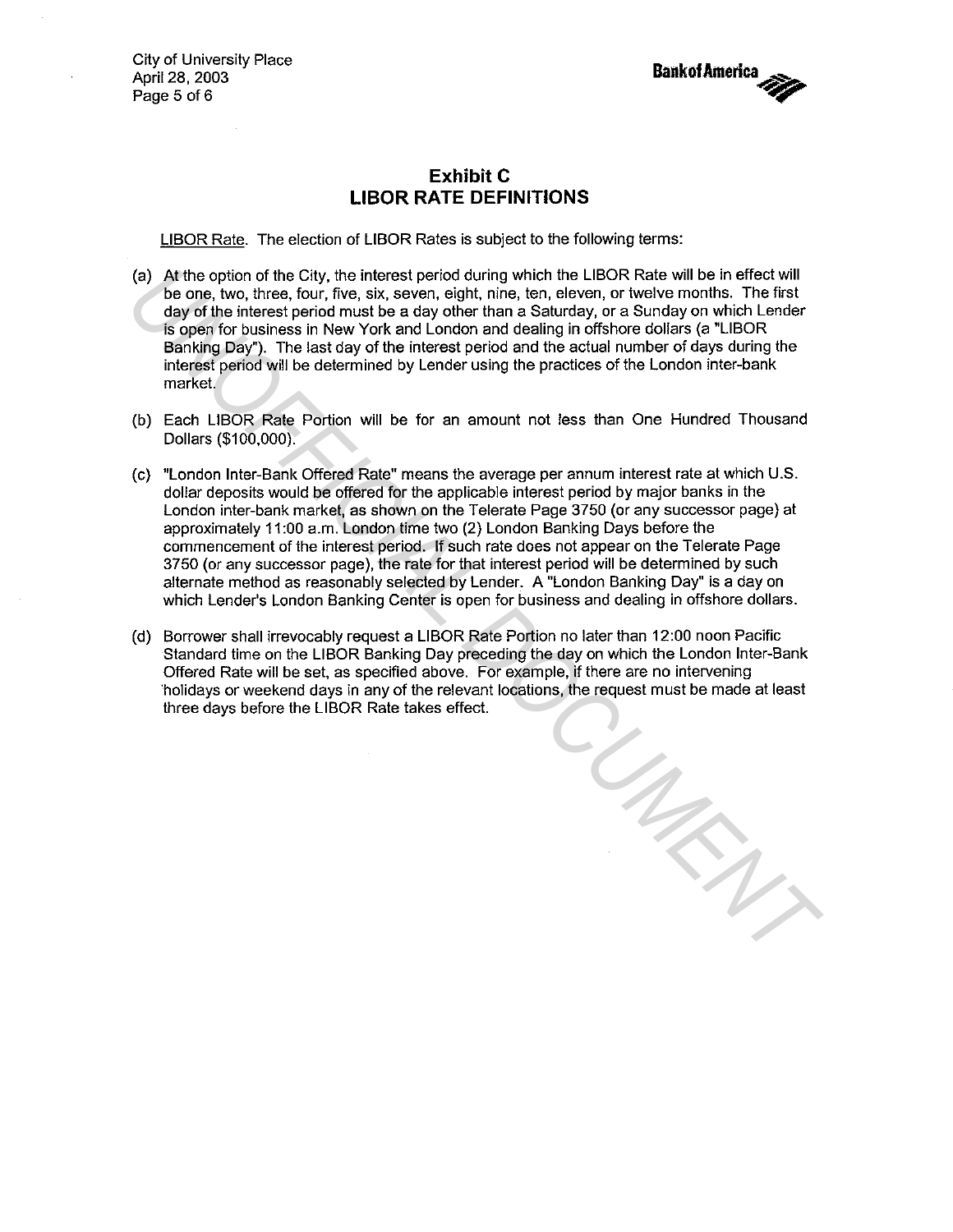# Exhibit C
# LIBOR RATE DEFINITIONS

LIBOR Rate. The election of LIBOR Rates is subject to the following terms:

(a) At the option of the City, the interest period during which the LIBOR Rate will be in effect will be one, two, three, four, five, six, seven, eight, nine, ten, eleven, or twelve months. The first day of the interest period must be a day other than a Saturday, or a Sunday on which Lender is open for business in New York and London and dealing in offshore dollars (a "LIBOR Banking Day"). The last day of the interest period and the actual number of days during the interest period will be determined by Lender using the practices of the London inter-bank market.

(b) Each LIBOR Rate Portion will be for an amount not less than One Hundred Thousand Dollars ($100,000).

(c) "London Inter-Bank Offered Rate" means the average per annum interest rate at which U.S. dollar deposits would be offered for the applicable interest period by major banks in the London inter-bank market, as shown on the Telerate Page 3750 (or any successor page) at approximately 11:00 a.m. London time two (2) London Banking Days before the commencement of the interest period. If such rate does not appear on the Telerate Page 3750 (or any successor page), the rate for that interest period will be determined by such alternate method as reasonably selected by Lender. A "London Banking Day" is a day on which Lender's London Banking Center is open for business and dealing in offshore dollars.

(d) Borrower shall irrevocably request a LIBOR Rate Portion no later than 12:00 noon Pacific Standard time on the LIBOR Banking Day preceding the day on which the London Inter-Bank Offered Rate will be set, as specified above. For example, if there are no intervening holidays or weekend days in any of the relevant locations, the request must be made at least three days before the LIBOR Rate takes effect.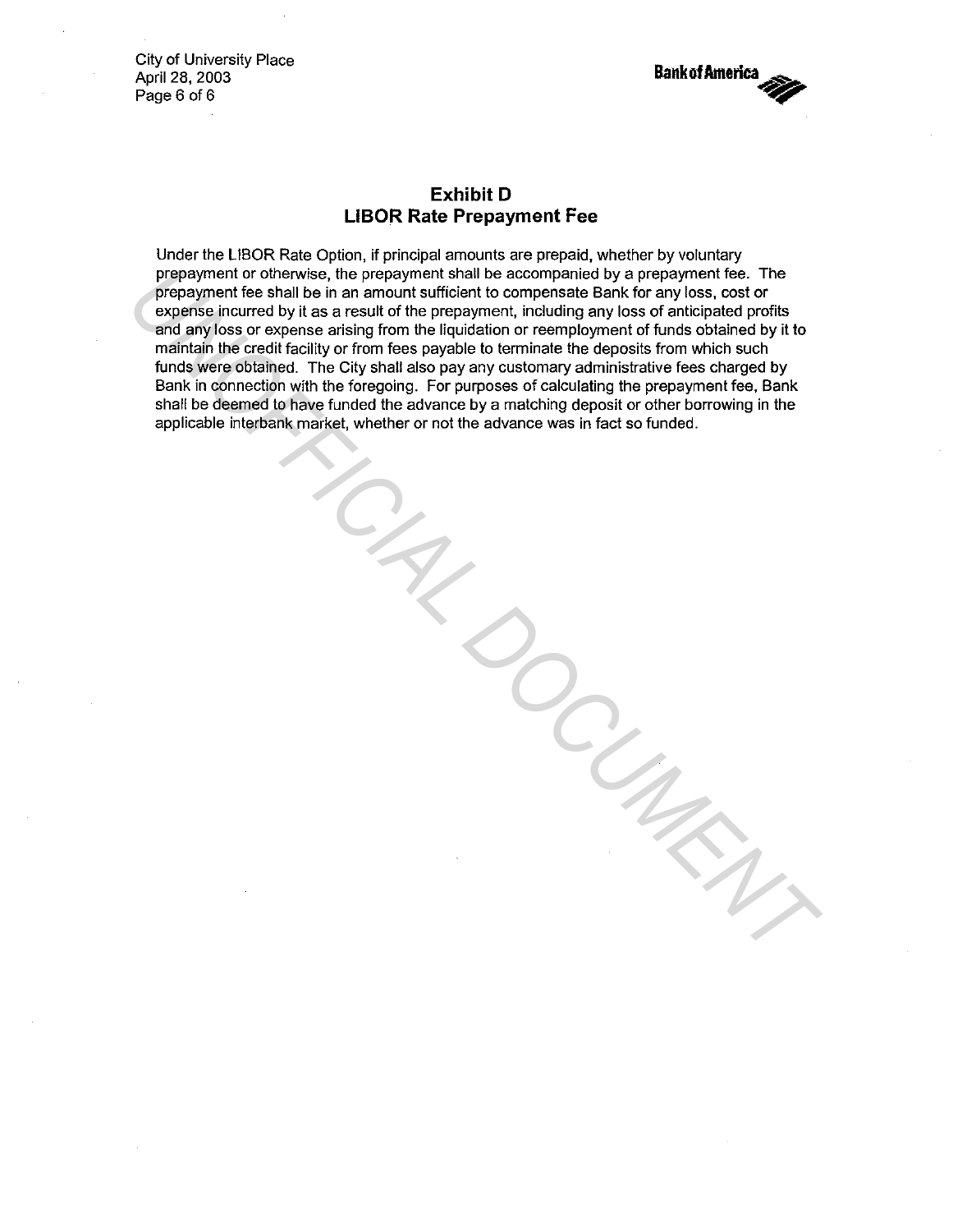## Exhibit D
## LIBOR Rate Prepayment Fee

Under the LIBOR Rate Option, if principal amounts are prepaid, whether by voluntary prepayment or otherwise, the prepayment shall be accompanied by a prepayment fee. The prepayment fee shall be in an amount sufficient to compensate Bank for any loss, cost or expense incurred by it as a result of the prepayment, including any loss of anticipated profits and any loss or expense arising from the liquidation or reemployment of funds obtained by it to maintain the credit facility or from fees payable to terminate the deposits from which such funds were obtained. The City shall also pay any customary administrative fees charged by Bank in connection with the foregoing. For purposes of calculating the prepayment fee, Bank shall be deemed to have funded the advance by a matching deposit or other borrowing in the applicable interbank market, whether or not the advance was in fact so funded.